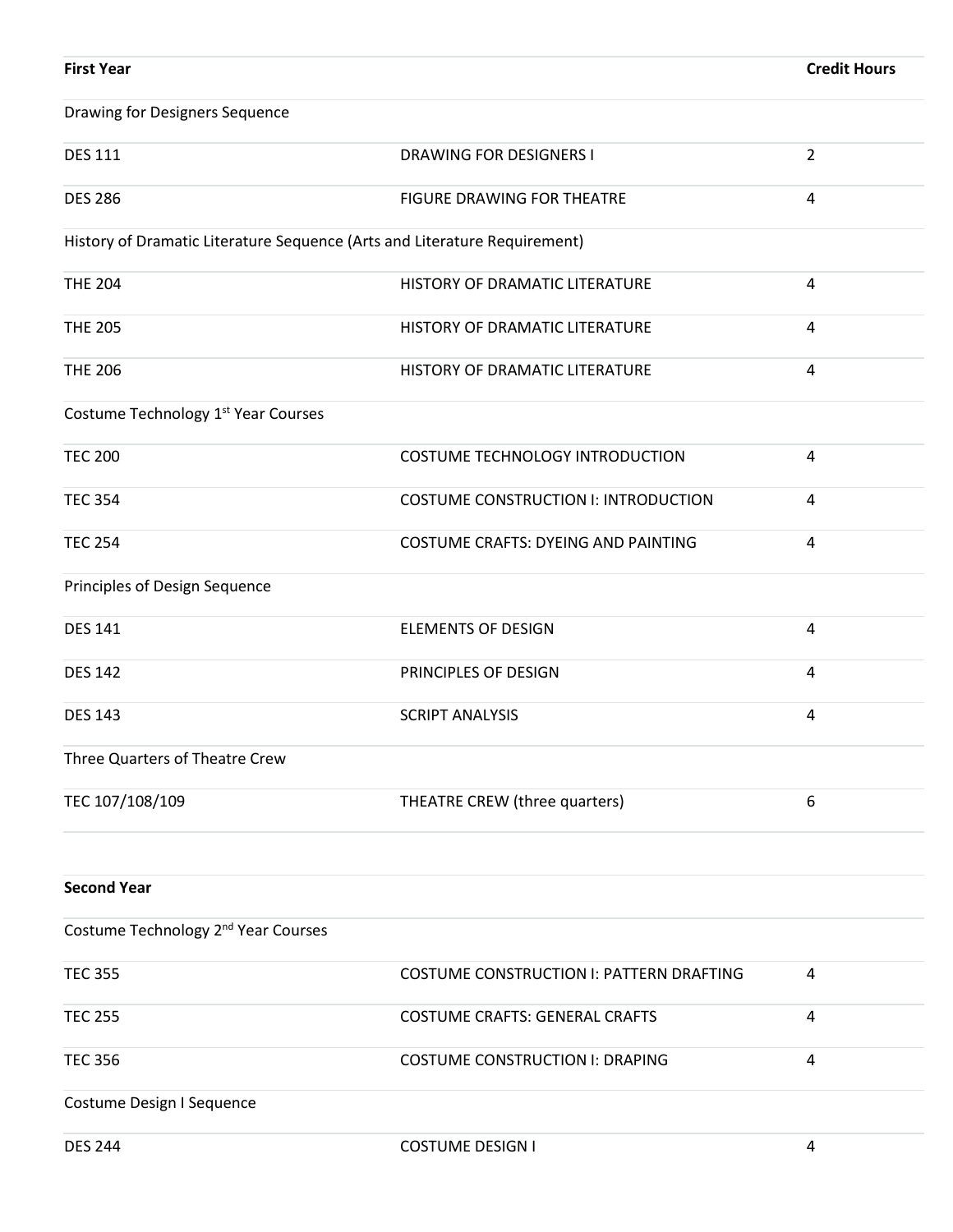| **First Year** | | **Credit Hours** |
|---|---|---|
| Drawing for Designers Sequence | | |
| DES 111 | DRAWING FOR DESIGNERS I | 2 |
| DES 286 | FIGURE DRAWING FOR THEATRE | 4 |
| History of Dramatic Literature Sequence (Arts and Literature Requirement) | | |
| THE 204 | HISTORY OF DRAMATIC LITERATURE | 4 |
| THE 205 | HISTORY OF DRAMATIC LITERATURE | 4 |
| THE 206 | HISTORY OF DRAMATIC LITERATURE | 4 |
| Costume Technology 1st Year Courses | | |
| TEC 200 | COSTUME TECHNOLOGY INTRODUCTION | 4 |
| TEC 354 | COSTUME CONSTRUCTION I: INTRODUCTION | 4 |
| TEC 254 | COSTUME CRAFTS: DYEING AND PAINTING | 4 |
| Principles of Design Sequence | | |
| DES 141 | ELEMENTS OF DESIGN | 4 |
| DES 142 | PRINCIPLES OF DESIGN | 4 |
| DES 143 | SCRIPT ANALYSIS | 4 |
| Three Quarters of Theatre Crew | | |
| TEC 107/108/109 | THEATRE CREW (three quarters) | 6 |

| **Second Year** | | |
|---|---|---|
| Costume Technology 2nd Year Courses | | |
| TEC 355 | COSTUME CONSTRUCTION I: PATTERN DRAFTING | 4 |
| TEC 255 | COSTUME CRAFTS: GENERAL CRAFTS | 4 |
| TEC 356 | COSTUME CONSTRUCTION I: DRAPING | 4 |
| Costume Design I Sequence | | |
| DES 244 | COSTUME DESIGN I | 4 |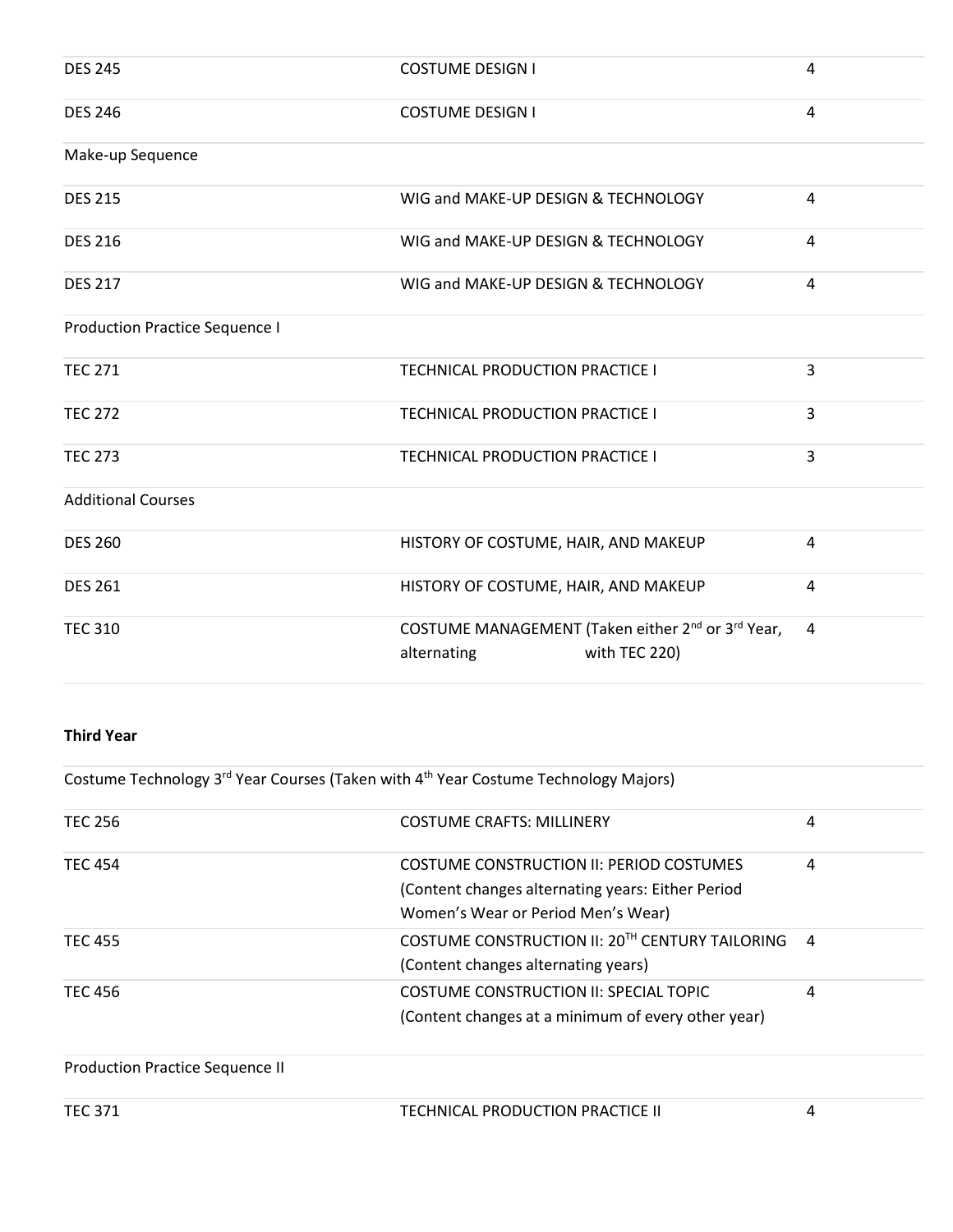| | | |
|---|---|---|
| DES 245 | COSTUME DESIGN I | 4 |
| DES 246 | COSTUME DESIGN I | 4 |
| Make-up Sequence | | |
| DES 215 | WIG and MAKE-UP DESIGN & TECHNOLOGY | 4 |
| DES 216 | WIG and MAKE-UP DESIGN & TECHNOLOGY | 4 |
| DES 217 | WIG and MAKE-UP DESIGN & TECHNOLOGY | 4 |
| Production Practice Sequence I | | |
| TEC 271 | TECHNICAL PRODUCTION PRACTICE I | 3 |
| TEC 272 | TECHNICAL PRODUCTION PRACTICE I | 3 |
| TEC 273 | TECHNICAL PRODUCTION PRACTICE I | 3 |
| Additional Courses | | |
| DES 260 | HISTORY OF COSTUME, HAIR, AND MAKEUP | 4 |
| DES 261 | HISTORY OF COSTUME, HAIR, AND MAKEUP | 4 |
| TEC 310 | COSTUME MANAGEMENT (Taken either 2nd or 3rd Year, alternating with TEC 220) | 4 |

**Third Year**

| | | |
|---|---|---|
| Costume Technology 3rd Year Courses (Taken with 4th Year Costume Technology Majors) | | |
| TEC 256 | COSTUME CRAFTS: MILLINERY | 4 |
| TEC 454 | COSTUME CONSTRUCTION II: PERIOD COSTUMES (Content changes alternating years: Either Period Women's Wear or Period Men's Wear) | 4 |
| TEC 455 | COSTUME CONSTRUCTION II: 20TH CENTURY TAILORING (Content changes alternating years) | 4 |
| TEC 456 | COSTUME CONSTRUCTION II: SPECIAL TOPIC (Content changes at a minimum of every other year) | 4 |
| Production Practice Sequence II | | |
| TEC 371 | TECHNICAL PRODUCTION PRACTICE II | 4 |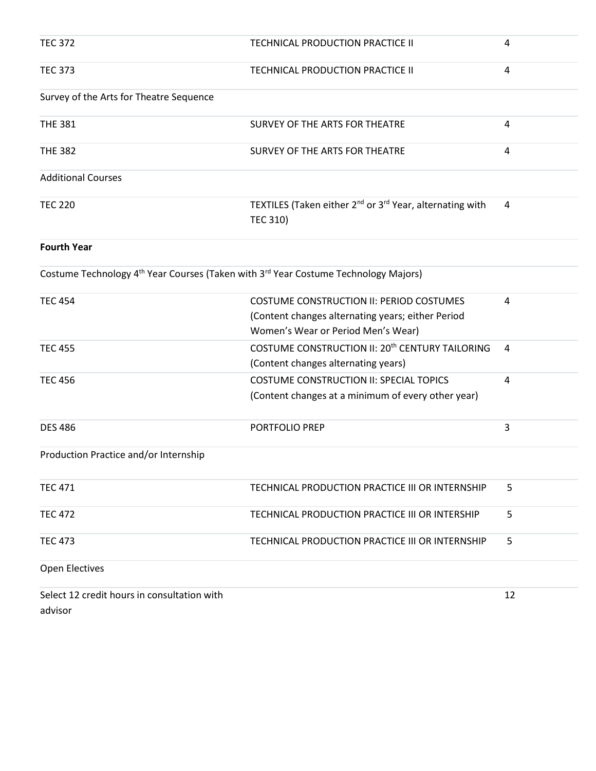| | | |
|---|---|---|
| TEC 372 | TECHNICAL PRODUCTION PRACTICE II | 4 |
| TEC 373 | TECHNICAL PRODUCTION PRACTICE II | 4 |
| Survey of the Arts for Theatre Sequence | | |
| THE 381 | SURVEY OF THE ARTS FOR THEATRE | 4 |
| THE 382 | SURVEY OF THE ARTS FOR THEATRE | 4 |
| Additional Courses | | |
| TEC 220 | TEXTILES (Taken either 2nd or 3rd Year, alternating with TEC 310) | 4 |
| **Fourth Year** | | |
| Costume Technology 4th Year Courses (Taken with 3rd Year Costume Technology Majors) | | |
| TEC 454 | COSTUME CONSTRUCTION II: PERIOD COSTUMES (Content changes alternating years; either Period Women's Wear or Period Men's Wear) | 4 |
| TEC 455 | COSTUME CONSTRUCTION II: 20th CENTURY TAILORING (Content changes alternating years) | 4 |
| TEC 456 | COSTUME CONSTRUCTION II: SPECIAL TOPICS (Content changes at a minimum of every other year) | 4 |
| DES 486 | PORTFOLIO PREP | 3 |
| Production Practice and/or Internship | | |
| TEC 471 | TECHNICAL PRODUCTION PRACTICE III OR INTERNSHIP | 5 |
| TEC 472 | TECHNICAL PRODUCTION PRACTICE III OR INTERSHIP | 5 |
| TEC 473 | TECHNICAL PRODUCTION PRACTICE III OR INTERNSHIP | 5 |
| Open Electives | | |
| Select 12 credit hours in consultation with advisor | | 12 |